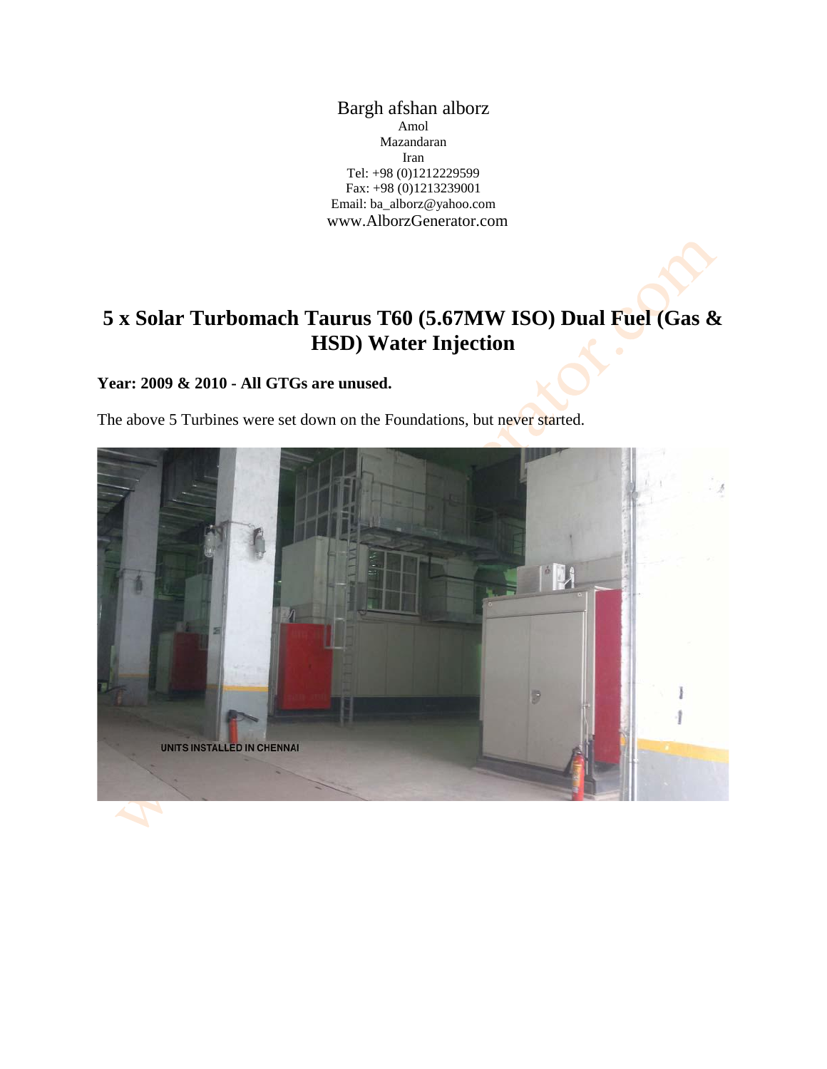Bargh afshan alborz
Amol
Mazandaran
Iran
Tel: +98 (0)1212229599
Fax: +98 (0)1213239001
Email: ba_alborz@yahoo.com
www.AlborzGenerator.com

# 5 x Solar Turbomach Taurus T60 (5.67MW ISO) Dual Fuel (Gas & HSD) Water Injection

**Year: 2009 & 2010 - All GTGs are unused.**

The above 5 Turbines were set down on the Foundations, but never started.

UNITS INSTALLED IN CHENNAI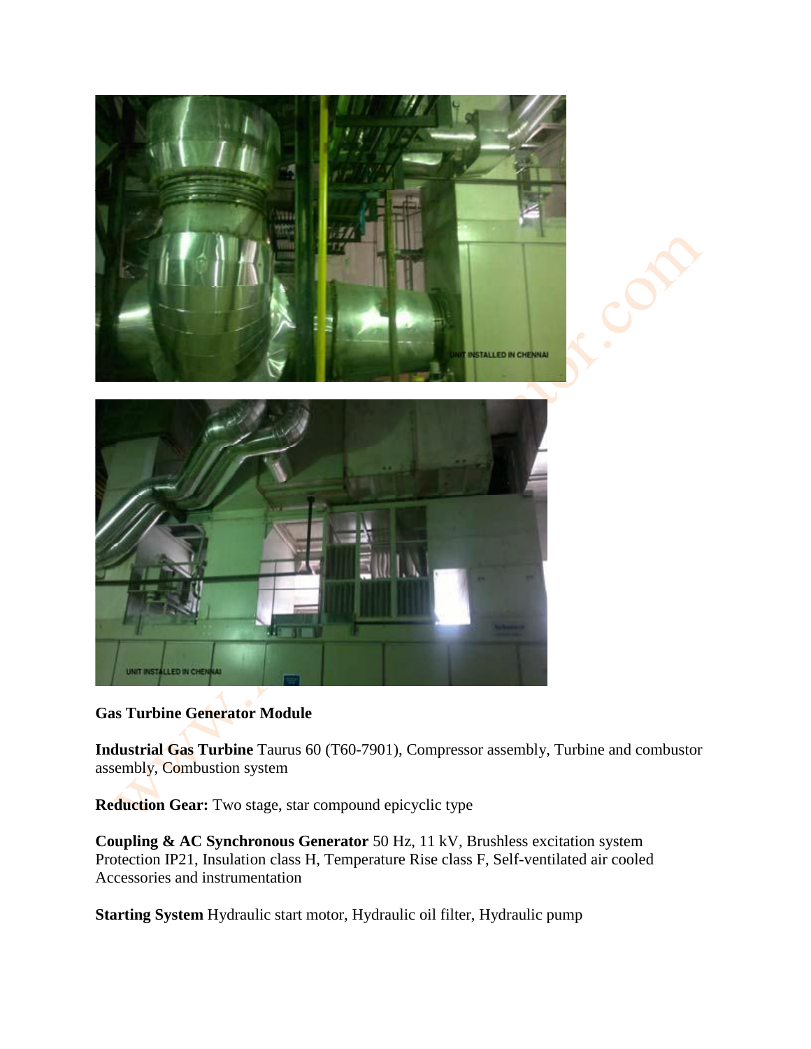**Gas Turbine Generator Module**

**Industrial Gas Turbine** Taurus 60 (T60-7901), Compressor assembly, Turbine and combustor assembly, Combustion system

**Reduction Gear:** Two stage, star compound epicyclic type

**Coupling & AC Synchronous Generator** 50 Hz, 11 kV, Brushless excitation system Protection IP21, Insulation class H, Temperature Rise class F, Self-ventilated air cooled Accessories and instrumentation

**Starting System** Hydraulic start motor, Hydraulic oil filter, Hydraulic pump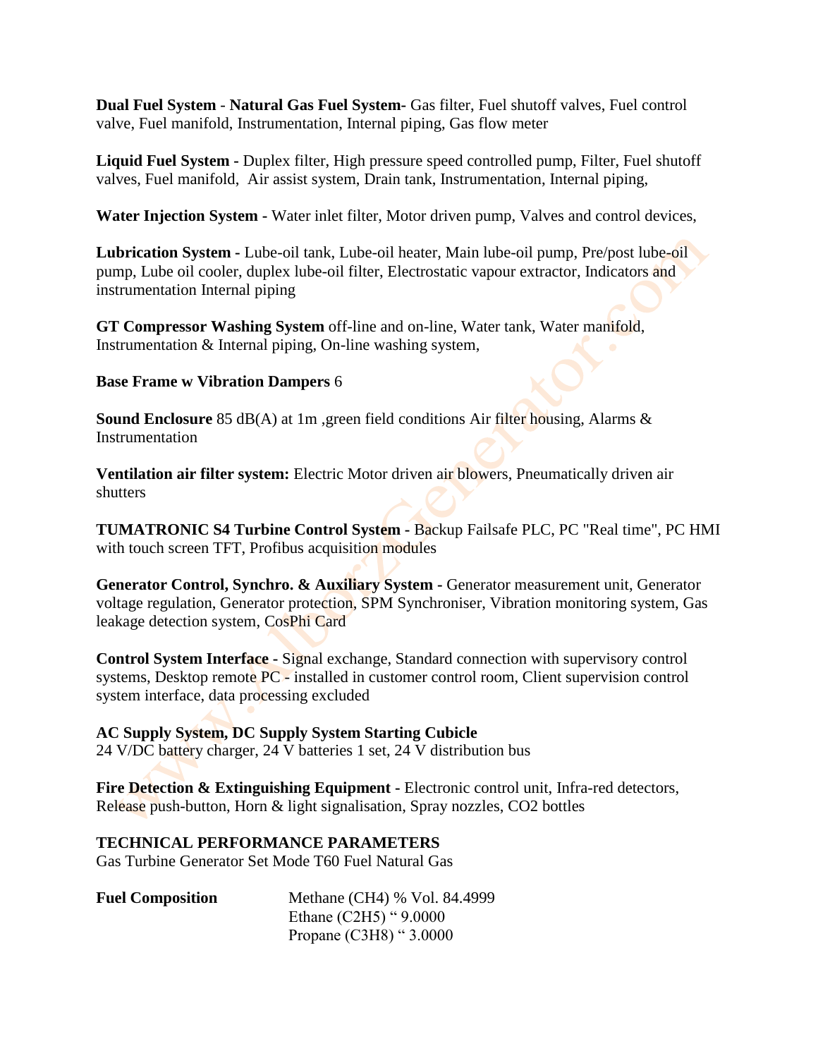**Dual Fuel System** - **Natural Gas Fuel System-** Gas filter, Fuel shutoff valves, Fuel control valve, Fuel manifold, Instrumentation, Internal piping, Gas flow meter

**Liquid Fuel System -** Duplex filter, High pressure speed controlled pump, Filter, Fuel shutoff valves, Fuel manifold, Air assist system, Drain tank, Instrumentation, Internal piping,

**Water Injection System -** Water inlet filter, Motor driven pump, Valves and control devices,

**Lubrication System -** Lube-oil tank, Lube-oil heater, Main lube-oil pump, Pre/post lube-oil pump, Lube oil cooler, duplex lube-oil filter, Electrostatic vapour extractor, Indicators and instrumentation Internal piping

**GT Compressor Washing System** off-line and on-line, Water tank, Water manifold, Instrumentation & Internal piping, On-line washing system,

**Base Frame w Vibration Dampers** 6

**Sound Enclosure** 85 dB(A) at 1m ,green field conditions Air filter housing, Alarms & Instrumentation

**Ventilation air filter system:** Electric Motor driven air blowers, Pneumatically driven air shutters

**TUMATRONIC S4 Turbine Control System -** Backup Failsafe PLC, PC "Real time", PC HMI with touch screen TFT, Profibus acquisition modules

**Generator Control, Synchro. & Auxiliary System -** Generator measurement unit, Generator voltage regulation, Generator protection, SPM Synchroniser, Vibration monitoring system, Gas leakage detection system, CosPhi Card

**Control System Interface -** Signal exchange, Standard connection with supervisory control systems, Desktop remote PC - installed in customer control room, Client supervision control system interface, data processing excluded

**AC Supply System, DC Supply System Starting Cubicle**
24 V/DC battery charger, 24 V batteries 1 set, 24 V distribution bus

**Fire Detection & Extinguishing Equipment -** Electronic control unit, Infra-red detectors, Release push-button, Horn & light signalisation, Spray nozzles, CO2 bottles

**TECHNICAL PERFORMANCE PARAMETERS**
Gas Turbine Generator Set Mode T60 Fuel Natural Gas

| **Fuel Composition** | Methane ($CH_4$) % Vol. 84.4999 |
|---|---|
| | Ethane ($C_2H_5$) " 9.0000 |
| | Propane ($C_3H_8$) " 3.0000 |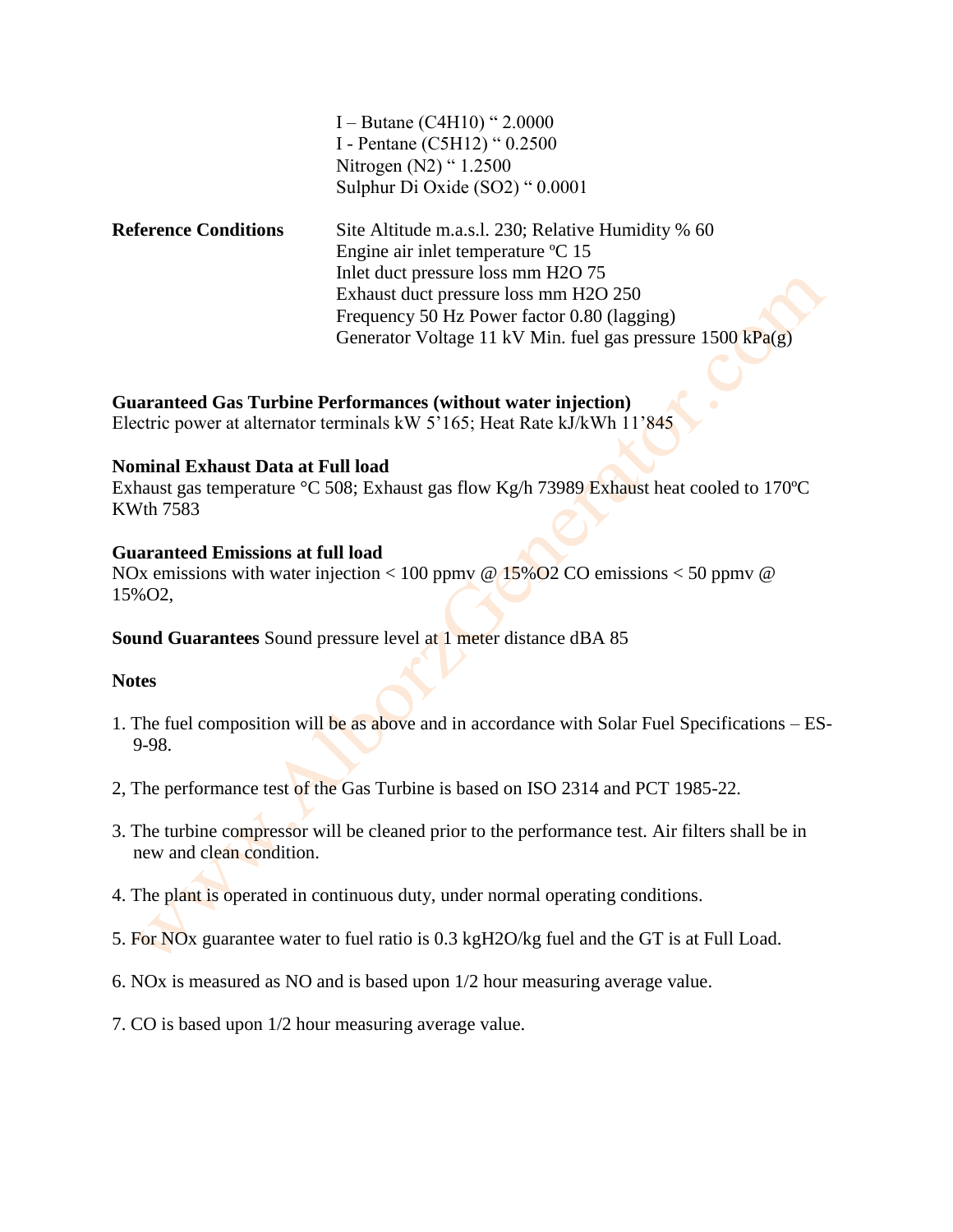I – Butane ($C_4H_{10}$) " 2.0000
I - Pentane ($C_5H_{12}$) " 0.2500
Nitrogen ($N_2$) " 1.2500
Sulphur Di Oxide ($SO_2$) " 0.0001

**Reference Conditions**
Site Altitude m.a.s.l. 230; Relative Humidity % 60
Engine air inlet temperature ºC 15
Inlet duct pressure loss mm $H_2O$ 75
Exhaust duct pressure loss mm $H_2O$ 250
Frequency 50 Hz Power factor 0.80 (lagging)
Generator Voltage 11 kV Min. fuel gas pressure 1500 kPa(g)

**Guaranteed Gas Turbine Performances (without water injection)**
Electric power at alternator terminals kW 5'165; Heat Rate kJ/kWh 11'845

**Nominal Exhaust Data at Full load**
Exhaust gas temperature °C 508; Exhaust gas flow Kg/h 73989 Exhaust heat cooled to 170ºC KWth 7583

**Guaranteed Emissions at full load**
NOx emissions with water injection < 100 ppmv @ 15%$O_2$ CO emissions < 50 ppmv @ 15%$O_2$,

**Sound Guarantees** Sound pressure level at 1 meter distance dBA 85

**Notes**

1. The fuel composition will be as above and in accordance with Solar Fuel Specifications – ES-9-98.

2, The performance test of the Gas Turbine is based on ISO 2314 and PCT 1985-22.

3. The turbine compressor will be cleaned prior to the performance test. Air filters shall be in new and clean condition.

4. The plant is operated in continuous duty, under normal operating conditions.

5. For NOx guarantee water to fuel ratio is 0.3 kg$H_2O$/kg fuel and the GT is at Full Load.

6. NOx is measured as NO and is based upon 1/2 hour measuring average value.

7. CO is based upon 1/2 hour measuring average value.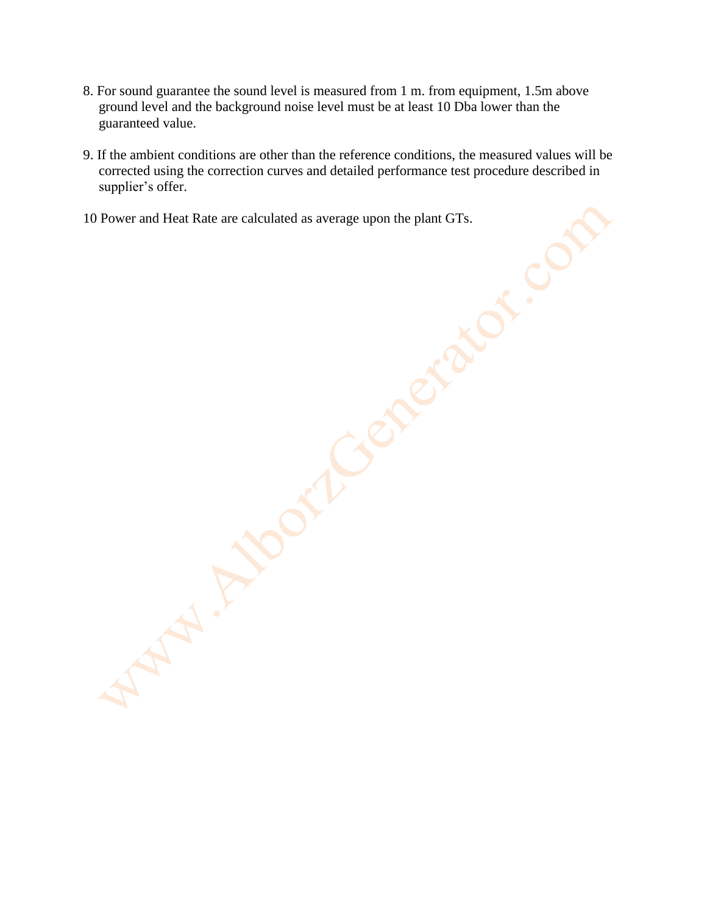8. For sound guarantee the sound level is measured from 1 m. from equipment, 1.5m above ground level and the background noise level must be at least 10 Dba lower than the guaranteed value.

9. If the ambient conditions are other than the reference conditions, the measured values will be corrected using the correction curves and detailed performance test procedure described in supplier's offer.

10 Power and Heat Rate are calculated as average upon the plant GTs.